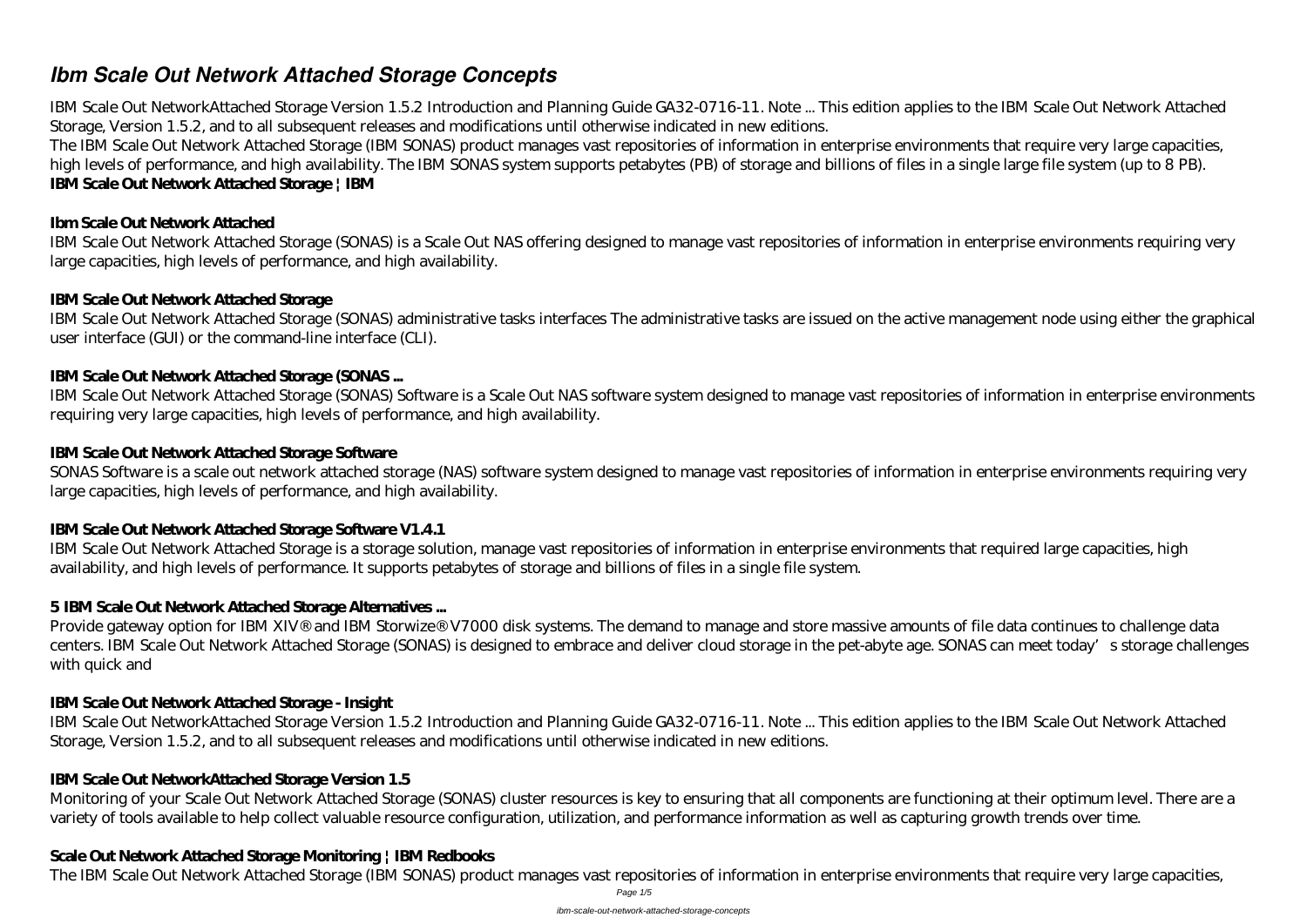# *Ibm Scale Out Network Attached Storage Concepts*

IBM Scale Out NetworkAttached Storage Version 1.5.2 Introduction and Planning Guide GA32-0716-11. Note ... This edition applies to the IBM Scale Out Network Attached Storage, Version 1.5.2, and to all subsequent releases and modifications until otherwise indicated in new editions.

The IBM Scale Out Network Attached Storage (IBM SONAS) product manages vast repositories of information in enterprise environments that require very large capacities, high levels of performance, and high availability. The IBM SONAS system supports petabytes (PB) of storage and billions of files in a single large file system (up to 8 PB).

**IBM Scale Out Network Attached Storage | IBM**

### Ibm Scale Out Network Attached

IBM Scale Out Network Attached Storage (SONAS) is a Scale Out NAS offering designed to manage vast repositories of information in enterprise environments requiring very large capacities, high levels of performance, and high availability.

### IBM Scale Out Network Attached Storage

IBM Scale Out Network Attached Storage (SONAS) administrative tasks interfaces The administrative tasks are issued on the active management node using either the graphical user interface (GUI) or the command-line interface (CLI).

### IBM Scale Out Network Attached Storage (SONAS ...

IBM Scale Out Network Attached Storage (SONAS) Software is a Scale Out NAS software system designed to manage vast repositories of information in enterprise environments requiring very large capacities, high levels of performance, and high availability.

### IBM Scale Out Network Attached Storage Software

SONAS Software is a scale out network attached storage (NAS) software system designed to manage vast repositories of information in enterprise environments requiring very large capacities, high levels of performance, and high availability.

### IBM Scale Out Network Attached Storage Software V1.4.1

IBM Scale Out Network Attached Storage is a storage solution, manage vast repositories of information in enterprise environments that required large capacities, high availability, and high levels of performance. It supports petabytes of storage and billions of files in a single file system.

### 5 IBM Scale Out Network Attached Storage Alternatives ...

Provide gateway option for IBM XIV® and IBM Storwize® V7000 disk systems. The demand to manage and store massive amounts of file data continues to challenge data centers. IBM Scale Out Network Attached Storage (SONAS) is designed to embrace and deliver cloud storage in the pet-abyte age. SONAS can meet today's storage challenges with quick and

### IBM Scale Out Network Attached Storage - Insight

IBM Scale Out NetworkAttached Storage Version 1.5.2 Introduction and Planning Guide GA32-0716-11. Note ... This edition applies to the IBM Scale Out Network Attached Storage, Version 1.5.2, and to all subsequent releases and modifications until otherwise indicated in new editions.

### IBM Scale Out NetworkAttached Storage Version 1.5

Monitoring of your Scale Out Network Attached Storage (SONAS) cluster resources is key to ensuring that all components are functioning at their optimum level. There are a variety of tools available to help collect valuable resource configuration, utilization, and performance information as well as capturing growth trends over time.

### Scale Out Network Attached Storage Monitoring | IBM Redbooks

The IBM Scale Out Network Attached Storage (IBM SONAS) product manages vast repositories of information in enterprise environments that require very large capacities,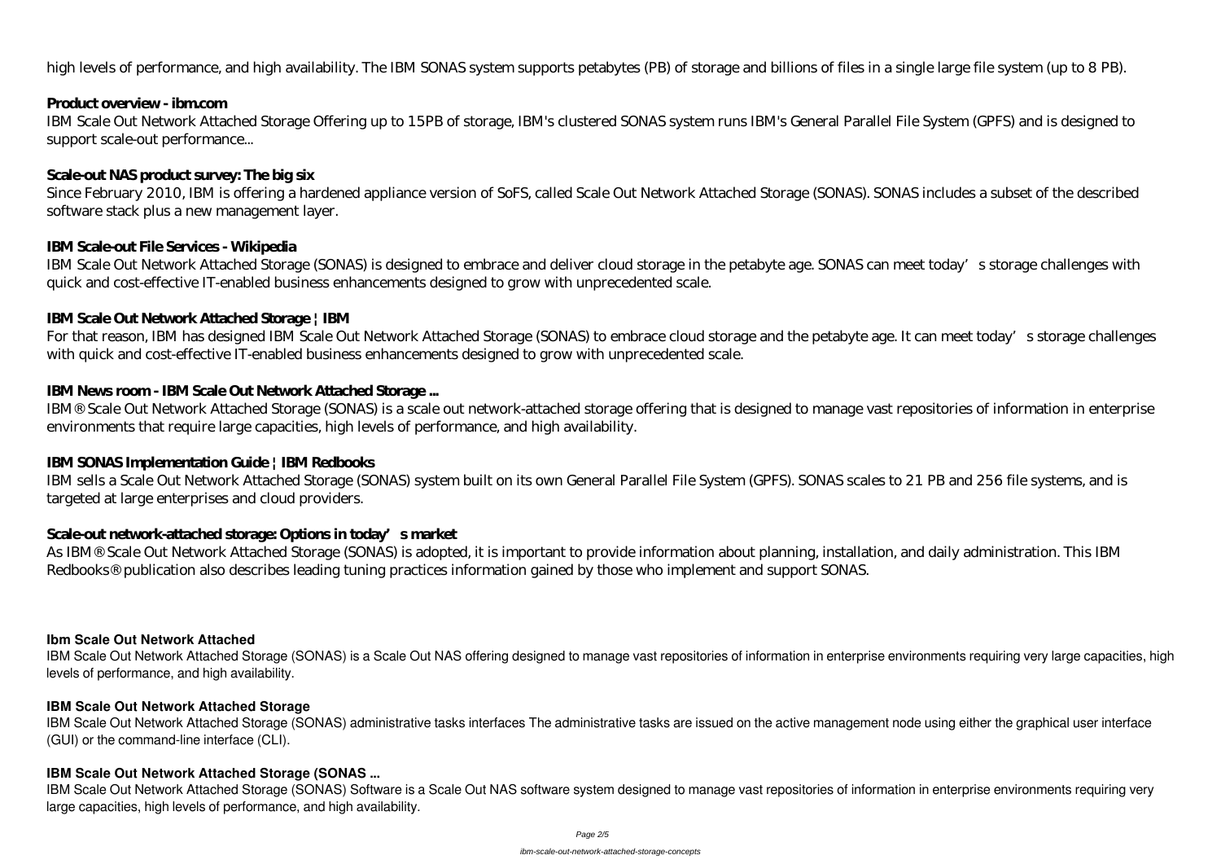high levels of performance, and high availability. The IBM SONAS system supports petabytes (PB) of storage and billions of files in a single large file system (up to 8 PB).

### Product overview - ibm.com

IBM Scale Out Network Attached Storage Offering up to 15PB of storage, IBM's clustered SONAS system runs IBM's General Parallel File System (GPFS) and is designed to support scale-out performance...

### Scale-out NAS product survey: The big six

Since February 2010, IBM is offering a hardened appliance version of SoFS, called Scale Out Network Attached Storage (SONAS). SONAS includes a subset of the described software stack plus a new management layer.

### IBM Scale-out File Services - Wikipedia

IBM Scale Out Network Attached Storage (SONAS) is designed to embrace and deliver cloud storage in the petabyte age. SONAS can meet today's storage challenges with quick and cost-effective IT-enabled business enhancements designed to grow with unprecedented scale.

### IBM Scale Out Network Attached Storage | IBM

For that reason, IBM has designed IBM Scale Out Network Attached Storage (SONAS) to embrace cloud storage and the petabyte age. It can meet today's storage challenges with quick and cost-effective IT-enabled business enhancements designed to grow with unprecedented scale.

### IBM News room - IBM Scale Out Network Attached Storage ...

IBM® Scale Out Network Attached Storage (SONAS) is a scale out network-attached storage offering that is designed to manage vast repositories of information in enterprise environments that require large capacities, high levels of performance, and high availability.

### IBM SONAS Implementation Guide | IBM Redbooks

IBM sells a Scale Out Network Attached Storage (SONAS) system built on its own General Parallel File System (GPFS). SONAS scales to 21 PB and 256 file systems, and is targeted at large enterprises and cloud providers.

### Scale-out network-attached storage: Options in today's market

As IBM® Scale Out Network Attached Storage (SONAS) is adopted, it is important to provide information about planning, installation, and daily administration. This IBM Redbooks® publication also describes leading tuning practices information gained by those who implement and support SONAS.

### Ibm Scale Out Network Attached

IBM Scale Out Network Attached Storage (SONAS) is a Scale Out NAS offering designed to manage vast repositories of information in enterprise environments requiring very large capacities, high levels of performance, and high availability.

### IBM Scale Out Network Attached Storage

IBM Scale Out Network Attached Storage (SONAS) administrative tasks interfaces The administrative tasks are issued on the active management node using either the graphical user interface (GUI) or the command-line interface (CLI).

### IBM Scale Out Network Attached Storage (SONAS ...

IBM Scale Out Network Attached Storage (SONAS) Software is a Scale Out NAS software system designed to manage vast repositories of information in enterprise environments requiring very large capacities, high levels of performance, and high availability.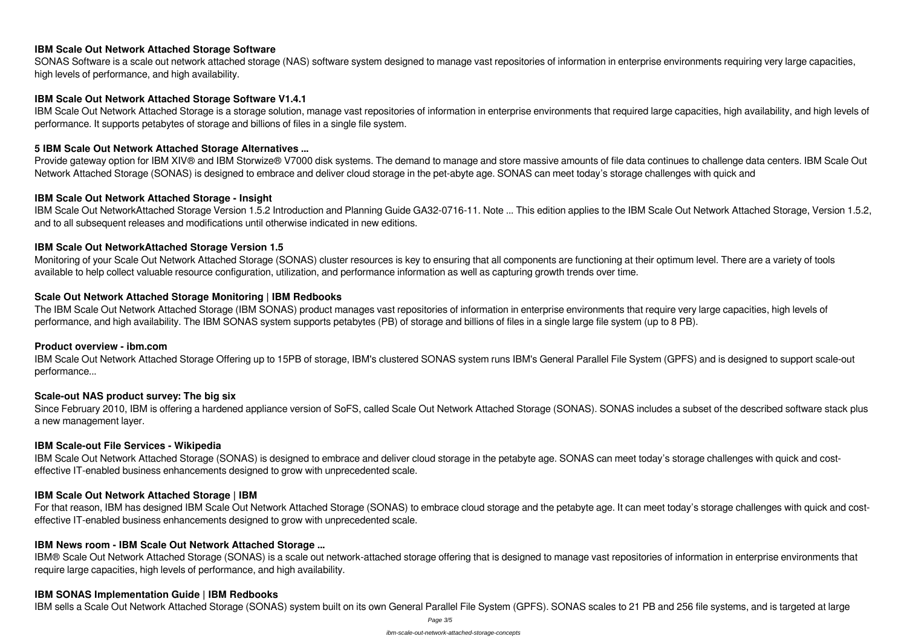### IBM Scale Out Network Attached Storage Software

SONAS Software is a scale out network attached storage (NAS) software system designed to manage vast repositories of information in enterprise environments requiring very large capacities, high levels of performance, and high availability.

### IBM Scale Out Network Attached Storage Software V1.4.1

IBM Scale Out Network Attached Storage is a storage solution, manage vast repositories of information in enterprise environments that required large capacities, high availability, and high levels of performance. It supports petabytes of storage and billions of files in a single file system.

### 5 IBM Scale Out Network Attached Storage Alternatives ...

Provide gateway option for IBM XIV® and IBM Storwize® V7000 disk systems. The demand to manage and store massive amounts of file data continues to challenge data centers. IBM Scale Out Network Attached Storage (SONAS) is designed to embrace and deliver cloud storage in the pet-abyte age. SONAS can meet today's storage challenges with quick and

### IBM Scale Out Network Attached Storage - Insight

IBM Scale Out NetworkAttached Storage Version 1.5.2 Introduction and Planning Guide GA32-0716-11. Note ... This edition applies to the IBM Scale Out Network Attached Storage, Version 1.5.2, and to all subsequent releases and modifications until otherwise indicated in new editions.

### IBM Scale Out NetworkAttached Storage Version 1.5

Monitoring of your Scale Out Network Attached Storage (SONAS) cluster resources is key to ensuring that all components are functioning at their optimum level. There are a variety of tools available to help collect valuable resource configuration, utilization, and performance information as well as capturing growth trends over time.

### Scale Out Network Attached Storage Monitoring | IBM Redbooks

The IBM Scale Out Network Attached Storage (IBM SONAS) product manages vast repositories of information in enterprise environments that require very large capacities, high levels of performance, and high availability. The IBM SONAS system supports petabytes (PB) of storage and billions of files in a single large file system (up to 8 PB).

### Product overview - ibm.com

IBM Scale Out Network Attached Storage Offering up to 15PB of storage, IBM's clustered SONAS system runs IBM's General Parallel File System (GPFS) and is designed to support scale-out performance...

### Scale-out NAS product survey: The big six

Since February 2010, IBM is offering a hardened appliance version of SoFS, called Scale Out Network Attached Storage (SONAS). SONAS includes a subset of the described software stack plus a new management layer.

### IBM Scale-out File Services - Wikipedia

IBM Scale Out Network Attached Storage (SONAS) is designed to embrace and deliver cloud storage in the petabyte age. SONAS can meet today's storage challenges with quick and cost-effective IT-enabled business enhancements designed to grow with unprecedented scale.

### IBM Scale Out Network Attached Storage | IBM

For that reason, IBM has designed IBM Scale Out Network Attached Storage (SONAS) to embrace cloud storage and the petabyte age. It can meet today's storage challenges with quick and cost-effective IT-enabled business enhancements designed to grow with unprecedented scale.

### IBM News room - IBM Scale Out Network Attached Storage ...

IBM® Scale Out Network Attached Storage (SONAS) is a scale out network-attached storage offering that is designed to manage vast repositories of information in enterprise environments that require large capacities, high levels of performance, and high availability.

### IBM SONAS Implementation Guide | IBM Redbooks

IBM sells a Scale Out Network Attached Storage (SONAS) system built on its own General Parallel File System (GPFS). SONAS scales to 21 PB and 256 file systems, and is targeted at large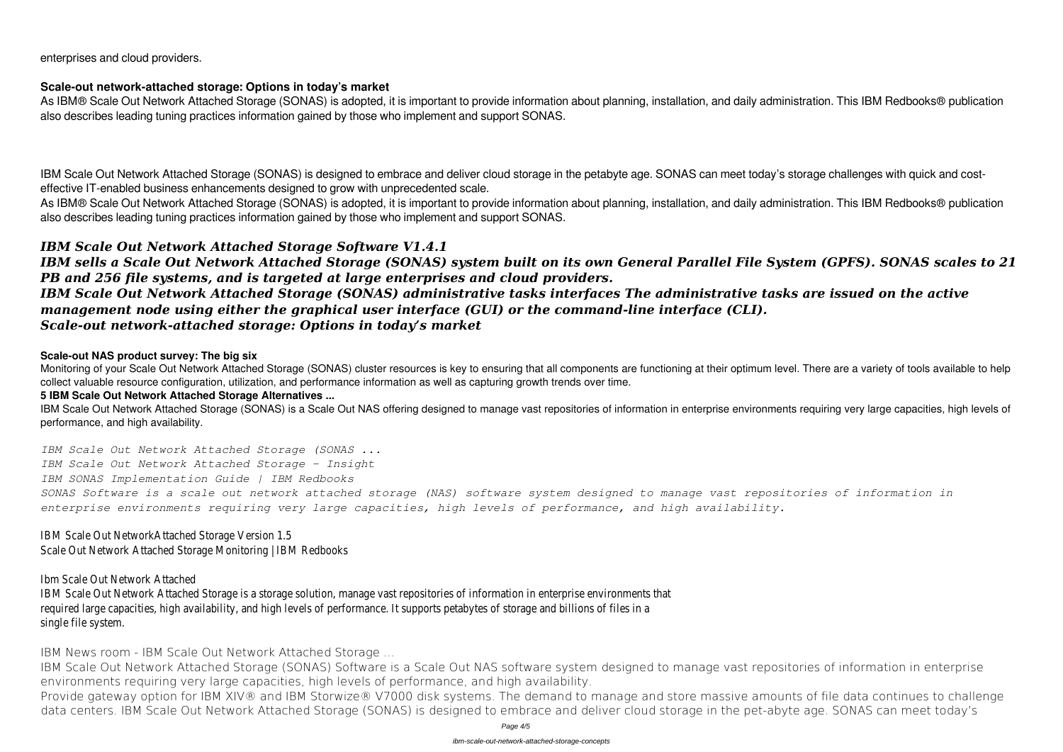enterprises and cloud providers.

**Scale-out network-attached storage: Options in today's market**

As IBM® Scale Out Network Attached Storage (SONAS) is adopted, it is important to provide information about planning, installation, and daily administration. This IBM Redbooks® publication also describes leading tuning practices information gained by those who implement and support SONAS.

IBM Scale Out Network Attached Storage (SONAS) is designed to embrace and deliver cloud storage in the petabyte age. SONAS can meet today's storage challenges with quick and cost-effective IT-enabled business enhancements designed to grow with unprecedented scale.

As IBM® Scale Out Network Attached Storage (SONAS) is adopted, it is important to provide information about planning, installation, and daily administration. This IBM Redbooks® publication also describes leading tuning practices information gained by those who implement and support SONAS.

***IBM Scale Out Network Attached Storage Software V1.4.1***

***IBM sells a Scale Out Network Attached Storage (SONAS) system built on its own General Parallel File System (GPFS). SONAS scales to 21 PB and 256 file systems, and is targeted at large enterprises and cloud providers.***

***IBM Scale Out Network Attached Storage (SONAS) administrative tasks interfaces The administrative tasks are issued on the active management node using either the graphical user interface (GUI) or the command-line interface (CLI).***

***Scale-out network-attached storage: Options in today's market***

**Scale-out NAS product survey: The big six**

Monitoring of your Scale Out Network Attached Storage (SONAS) cluster resources is key to ensuring that all components are functioning at their optimum level. There are a variety of tools available to help collect valuable resource configuration, utilization, and performance information as well as capturing growth trends over time.

**5 IBM Scale Out Network Attached Storage Alternatives ...**

IBM Scale Out Network Attached Storage (SONAS) is a Scale Out NAS offering designed to manage vast repositories of information in enterprise environments requiring very large capacities, high levels of performance, and high availability.

*IBM Scale Out Network Attached Storage (SONAS ...*

*IBM Scale Out Network Attached Storage - Insight*

*IBM SONAS Implementation Guide | IBM Redbooks*

*SONAS Software is a scale out network attached storage (NAS) software system designed to manage vast repositories of information in enterprise environments requiring very large capacities, high levels of performance, and high availability.*

IBM Scale Out NetworkAttached Storage Version 1.5

Scale Out Network Attached Storage Monitoring | IBM Redbooks

Ibm Scale Out Network Attached

IBM Scale Out Network Attached Storage is a storage solution, manage vast repositories of information in enterprise environments that required large capacities, high availability, and high levels of performance. It supports petabytes of storage and billions of files in a single file system.

IBM News room - IBM Scale Out Network Attached Storage ...

IBM Scale Out Network Attached Storage (SONAS) Software is a Scale Out NAS software system designed to manage vast repositories of information in enterprise environments requiring very large capacities, high levels of performance, and high availability.

Provide gateway option for IBM XIV® and IBM Storwize® V7000 disk systems. The demand to manage and store massive amounts of file data continues to challenge data centers. IBM Scale Out Network Attached Storage (SONAS) is designed to embrace and deliver cloud storage in the pet-abyte age. SONAS can meet today's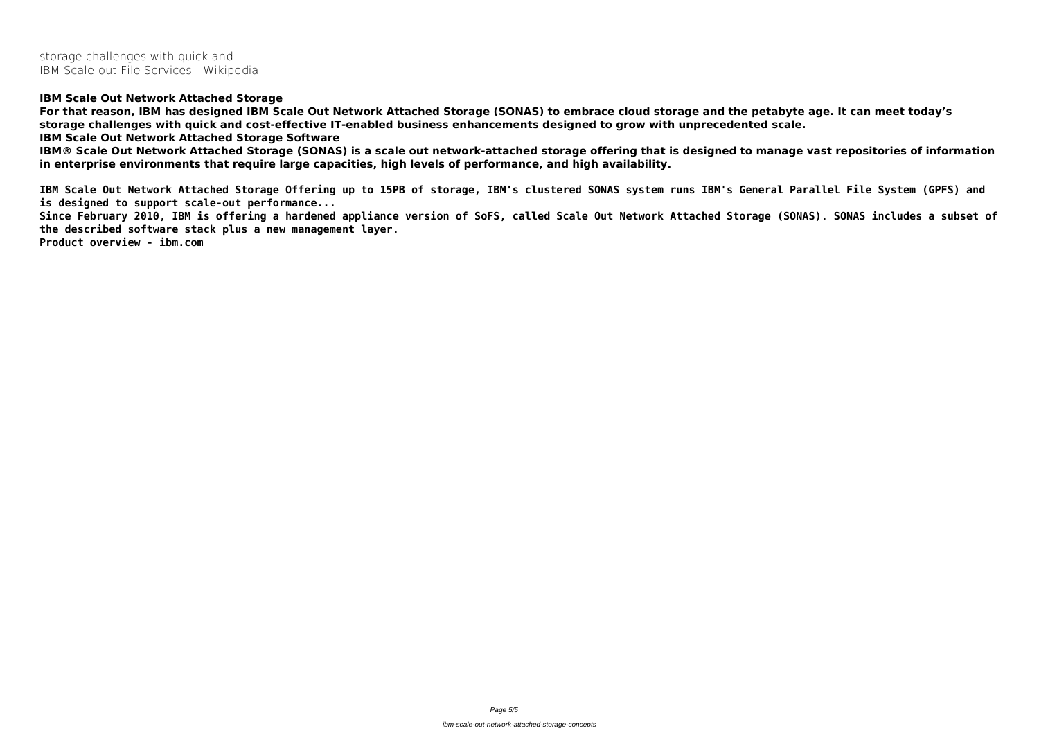storage challenges with quick and
IBM Scale-out File Services - Wikipedia

**IBM Scale Out Network Attached Storage**

**For that reason, IBM has designed IBM Scale Out Network Attached Storage (SONAS) to embrace cloud storage and the petabyte age. It can meet today's storage challenges with quick and cost-effective IT-enabled business enhancements designed to grow with unprecedented scale.**

**IBM Scale Out Network Attached Storage Software**

**IBM® Scale Out Network Attached Storage (SONAS) is a scale out network-attached storage offering that is designed to manage vast repositories of information in enterprise environments that require large capacities, high levels of performance, and high availability.**

**IBM Scale Out Network Attached Storage Offering up to 15PB of storage, IBM's clustered SONAS system runs IBM's General Parallel File System (GPFS) and is designed to support scale-out performance...**

**Since February 2010, IBM is offering a hardened appliance version of SoFS, called Scale Out Network Attached Storage (SONAS). SONAS includes a subset of the described software stack plus a new management layer.**

**Product overview - ibm.com**